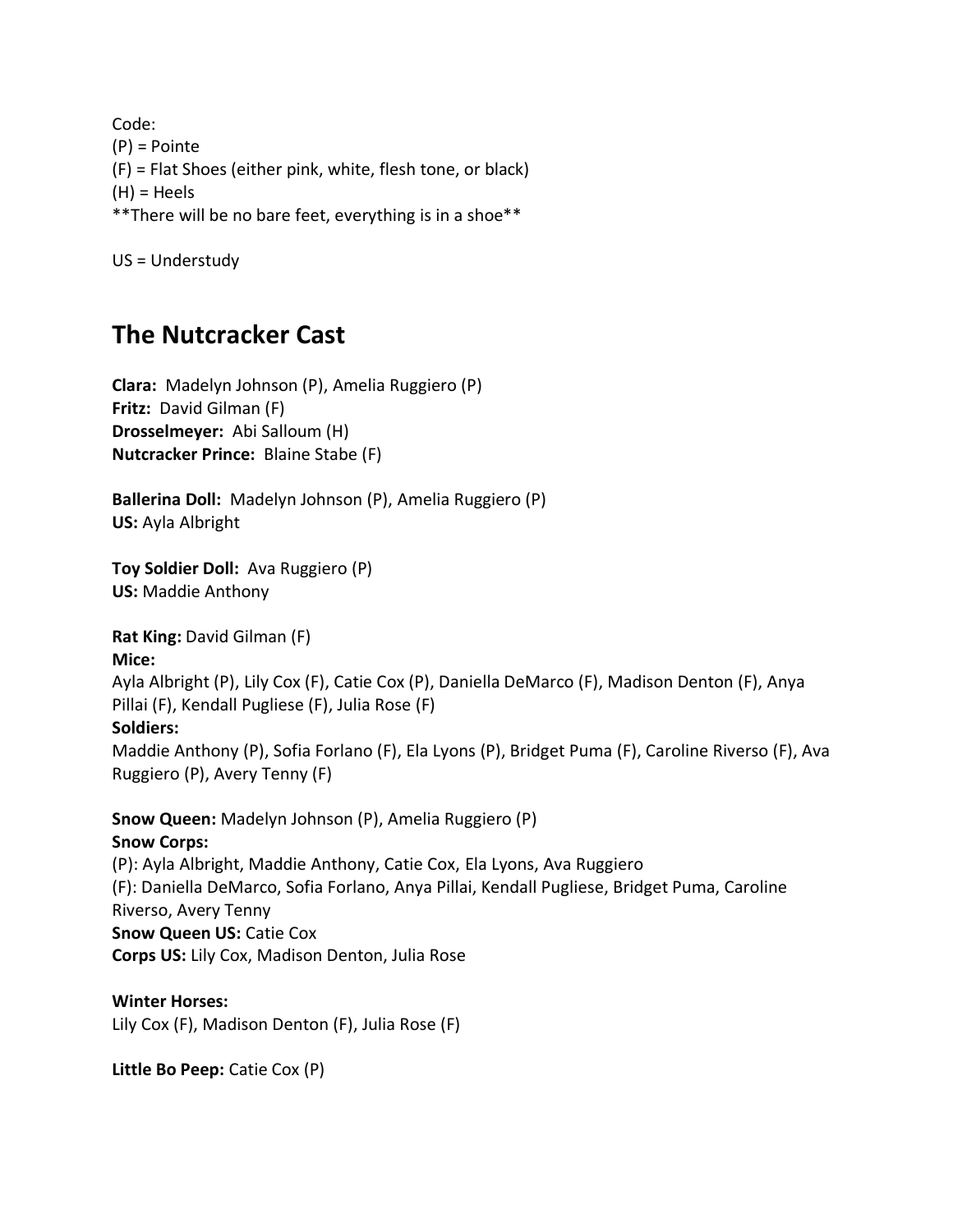Code:
(P) = Pointe
(F) = Flat Shoes (either pink, white, flesh tone, or black)
(H) = Heels
**There will be no bare feet, everything is in a shoe**

US = Understudy

## The Nutcracker Cast

**Clara:** Madelyn Johnson (P), Amelia Ruggiero (P)
**Fritz:** David Gilman (F)
**Drosselmeyer:** Abi Salloum (H)
**Nutcracker Prince:** Blaine Stabe (F)

**Ballerina Doll:** Madelyn Johnson (P), Amelia Ruggiero (P)
**US:** Ayla Albright

**Toy Soldier Doll:** Ava Ruggiero (P)
**US:** Maddie Anthony

**Rat King:** David Gilman (F)
**Mice:**
Ayla Albright (P), Lily Cox (F), Catie Cox (P), Daniella DeMarco (F), Madison Denton (F), Anya Pillai (F), Kendall Pugliese (F), Julia Rose (F)
**Soldiers:**
Maddie Anthony (P), Sofia Forlano (F), Ela Lyons (P), Bridget Puma (F), Caroline Riverso (F), Ava Ruggiero (P), Avery Tenny (F)

**Snow Queen:** Madelyn Johnson (P), Amelia Ruggiero (P)
**Snow Corps:**
(P): Ayla Albright, Maddie Anthony, Catie Cox, Ela Lyons, Ava Ruggiero
(F): Daniella DeMarco, Sofia Forlano, Anya Pillai, Kendall Pugliese, Bridget Puma, Caroline Riverso, Avery Tenny
**Snow Queen US:** Catie Cox
**Corps US:** Lily Cox, Madison Denton, Julia Rose

**Winter Horses:**
Lily Cox (F), Madison Denton (F), Julia Rose (F)

**Little Bo Peep:** Catie Cox (P)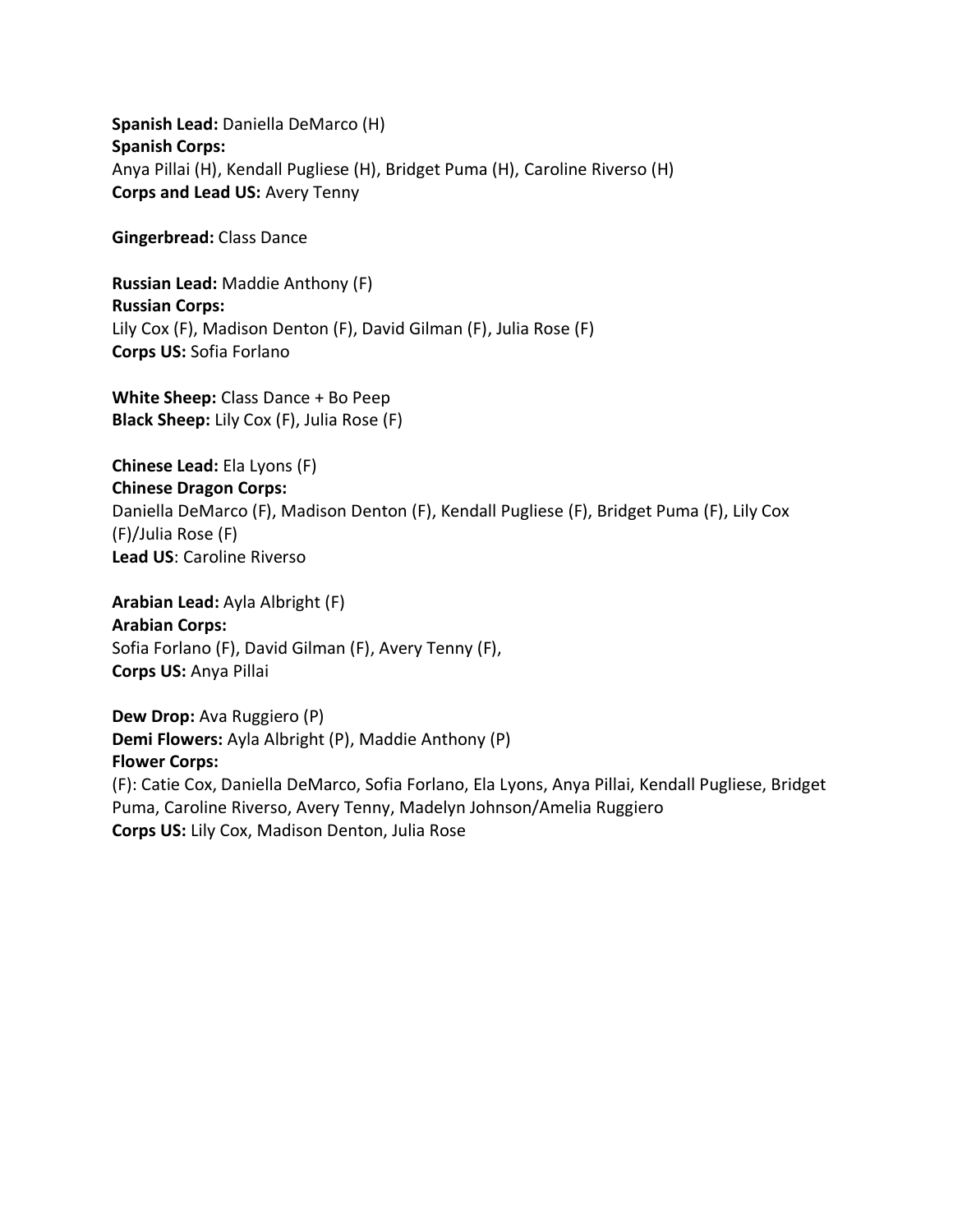**Spanish Lead:** Daniella DeMarco (H)
**Spanish Corps:**
Anya Pillai (H), Kendall Pugliese (H), Bridget Puma (H), Caroline Riverso (H)
**Corps and Lead US:** Avery Tenny

**Gingerbread:** Class Dance

**Russian Lead:** Maddie Anthony (F)
**Russian Corps:**
Lily Cox (F), Madison Denton (F), David Gilman (F), Julia Rose (F)
**Corps US:** Sofia Forlano

**White Sheep:** Class Dance + Bo Peep
**Black Sheep:** Lily Cox (F), Julia Rose (F)

**Chinese Lead:** Ela Lyons (F)
**Chinese Dragon Corps:**
Daniella DeMarco (F), Madison Denton (F), Kendall Pugliese (F), Bridget Puma (F), Lily Cox (F)/Julia Rose (F)
**Lead US**: Caroline Riverso

**Arabian Lead:** Ayla Albright (F)
**Arabian Corps:**
Sofia Forlano (F), David Gilman (F), Avery Tenny (F),
**Corps US:** Anya Pillai

**Dew Drop:** Ava Ruggiero (P)
**Demi Flowers:** Ayla Albright (P), Maddie Anthony (P)
**Flower Corps:**
(F): Catie Cox, Daniella DeMarco, Sofia Forlano, Ela Lyons, Anya Pillai, Kendall Pugliese, Bridget Puma, Caroline Riverso, Avery Tenny, Madelyn Johnson/Amelia Ruggiero
**Corps US:** Lily Cox, Madison Denton, Julia Rose